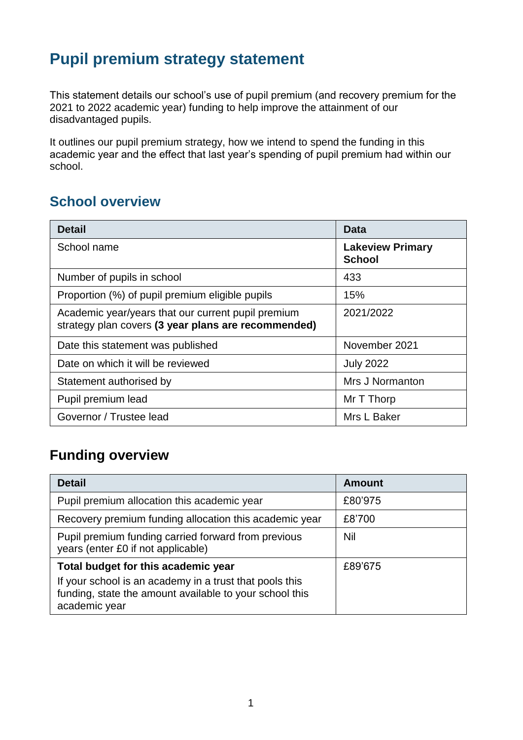# Pupil premium strategy statement

This statement details our school's use of pupil premium (and recovery premium for the 2021 to 2022 academic year) funding to help improve the attainment of our disadvantaged pupils.

It outlines our pupil premium strategy, how we intend to spend the funding in this academic year and the effect that last year's spending of pupil premium had within our school.

## School overview

| Detail | Data |
|---|---|
| School name | **Lakeview Primary School** |
| Number of pupils in school | 433 |
| Proportion (%) of pupil premium eligible pupils | 15% |
| Academic year/years that our current pupil premium strategy plan covers **(3 year plans are recommended)** | 2021/2022 |
| Date this statement was published | November 2021 |
| Date on which it will be reviewed | July 2022 |
| Statement authorised by | Mrs J Normanton |
| Pupil premium lead | Mr T Thorp |
| Governor / Trustee lead | Mrs L Baker |

## Funding overview

| Detail | Amount |
|---|---|
| Pupil premium allocation this academic year | £80'975 |
| Recovery premium funding allocation this academic year | £8'700 |
| Pupil premium funding carried forward from previous years (enter £0 if not applicable) | Nil |
| **Total budget for this academic year** If your school is an academy in a trust that pools this funding, state the amount available to your school this academic year | £89'675 |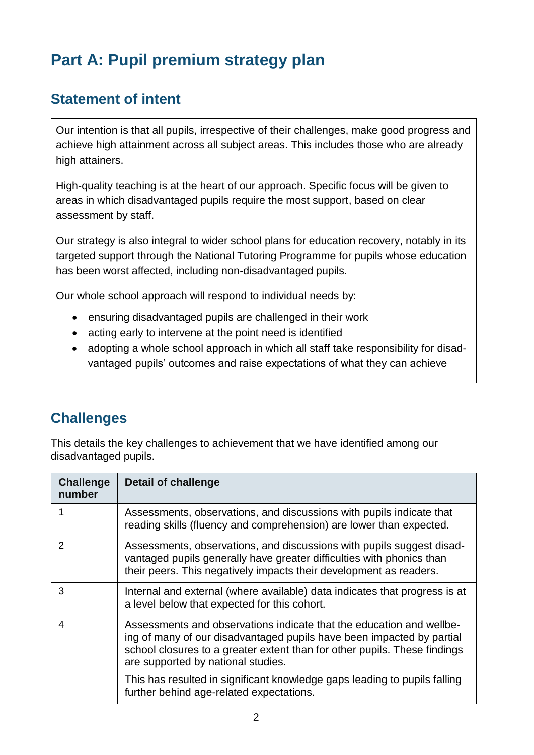# Part A: Pupil premium strategy plan

## Statement of intent

Our intention is that all pupils, irrespective of their challenges, make good progress and achieve high attainment across all subject areas. This includes those who are already high attainers.

High-quality teaching is at the heart of our approach. Specific focus will be given to areas in which disadvantaged pupils require the most support, based on clear assessment by staff.

Our strategy is also integral to wider school plans for education recovery, notably in its targeted support through the National Tutoring Programme for pupils whose education has been worst affected, including non-disadvantaged pupils.

Our whole school approach will respond to individual needs by:

- ensuring disadvantaged pupils are challenged in their work
- acting early to intervene at the point need is identified
- adopting a whole school approach in which all staff take responsibility for disadvantaged pupils' outcomes and raise expectations of what they can achieve

## Challenges

This details the key challenges to achievement that we have identified among our disadvantaged pupils.

| Challenge number | Detail of challenge |
|---|---|
| 1 | Assessments, observations, and discussions with pupils indicate that reading skills (fluency and comprehension) are lower than expected. |
| 2 | Assessments, observations, and discussions with pupils suggest disadvantaged pupils generally have greater difficulties with phonics than their peers. This negatively impacts their development as readers. |
| 3 | Internal and external (where available) data indicates that progress is at a level below that expected for this cohort. |
| 4 | Assessments and observations indicate that the education and wellbeing of many of our disadvantaged pupils have been impacted by partial school closures to a greater extent than for other pupils. These findings are supported by national studies.<br><br>This has resulted in significant knowledge gaps leading to pupils falling further behind age-related expectations. |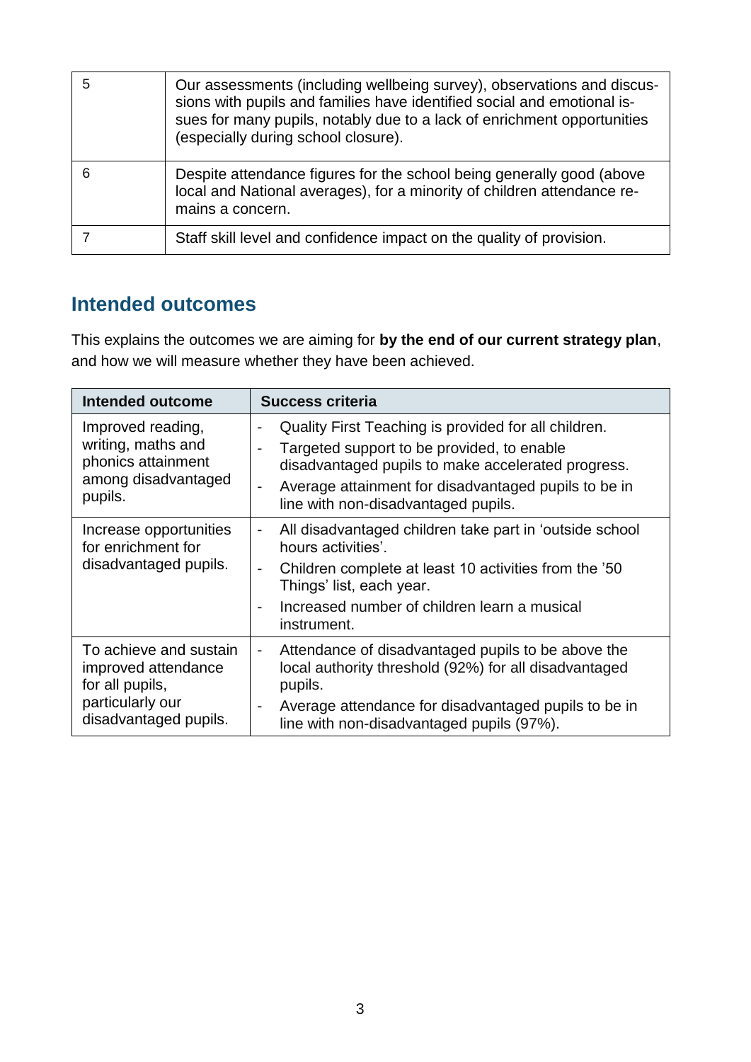| | |
|---|---|
| 5 | Our assessments (including wellbeing survey), observations and discussions with pupils and families have identified social and emotional issues for many pupils, notably due to a lack of enrichment opportunities (especially during school closure). |
| 6 | Despite attendance figures for the school being generally good (above local and National averages), for a minority of children attendance remains a concern. |
| 7 | Staff skill level and confidence impact on the quality of provision. |

## Intended outcomes

This explains the outcomes we are aiming for **by the end of our current strategy plan**, and how we will measure whether they have been achieved.

| Intended outcome | Success criteria |
|---|---|
| Improved reading, writing, maths and phonics attainment among disadvantaged pupils. | - Quality First Teaching is provided for all children.<br>- Targeted support to be provided, to enable disadvantaged pupils to make accelerated progress.<br>- Average attainment for disadvantaged pupils to be in line with non-disadvantaged pupils. |
| Increase opportunities for enrichment for disadvantaged pupils. | - All disadvantaged children take part in 'outside school hours activities'.<br>- Children complete at least 10 activities from the '50 Things' list, each year.<br>- Increased number of children learn a musical instrument. |
| To achieve and sustain improved attendance for all pupils, particularly our disadvantaged pupils. | - Attendance of disadvantaged pupils to be above the local authority threshold (92%) for all disadvantaged pupils.<br>- Average attendance for disadvantaged pupils to be in line with non-disadvantaged pupils (97%). |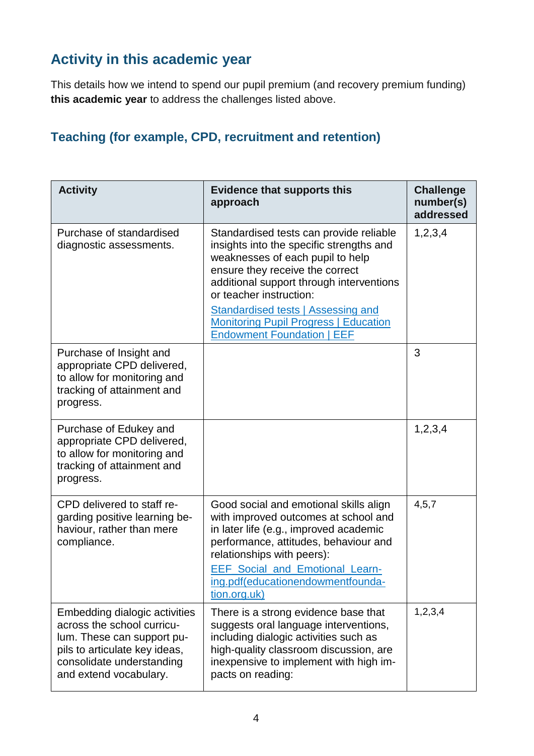## Activity in this academic year

This details how we intend to spend our pupil premium (and recovery premium funding) **this academic year** to address the challenges listed above.

### Teaching (for example, CPD, recruitment and retention)

| Activity | Evidence that supports this approach | Challenge number(s) addressed |
|---|---|---|
| Purchase of standardised diagnostic assessments. | Standardised tests can provide reliable insights into the specific strengths and weaknesses of each pupil to help ensure they receive the correct additional support through interventions or teacher instruction:<br>[Standardised tests \| Assessing and Monitoring Pupil Progress \| Education Endowment Foundation \| EEF]() | 1,2,3,4 |
| Purchase of Insight and appropriate CPD delivered, to allow for monitoring and tracking of attainment and progress. | | 3 |
| Purchase of Edukey and appropriate CPD delivered, to allow for monitoring and tracking of attainment and progress. | | 1,2,3,4 |
| CPD delivered to staff regarding positive learning behaviour, rather than mere compliance. | Good social and emotional skills align with improved outcomes at school and in later life (e.g., improved academic performance, attitudes, behaviour and relationships with peers):<br>[EEF_Social_and_Emotional_Learning.pdf(educationendowmentfoundation.org.uk)]() | 4,5,7 |
| Embedding dialogic activities across the school curriculum. These can support pupils to articulate key ideas, consolidate understanding and extend vocabulary. | There is a strong evidence base that suggests oral language interventions, including dialogic activities such as high-quality classroom discussion, are inexpensive to implement with high impacts on reading: | 1,2,3,4 |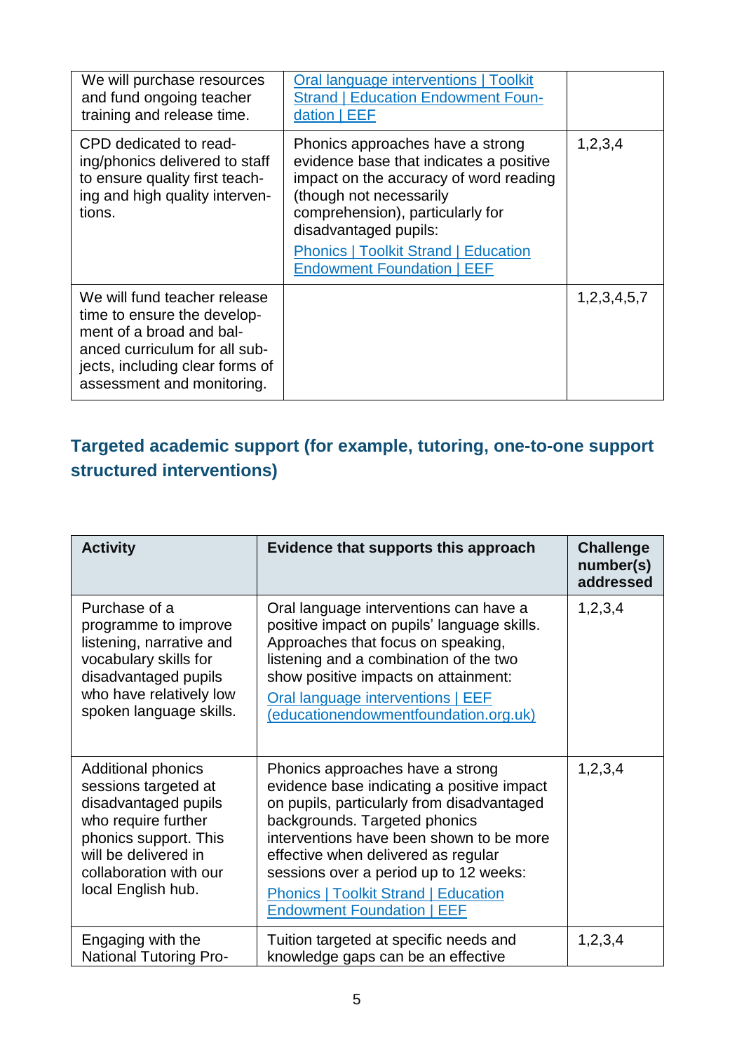| | | |
|---|---|---|
| We will purchase resources and fund ongoing teacher training and release time. | [Oral language interventions \| Toolkit Strand \| Education Endowment Foundation \| EEF]() | |
| CPD dedicated to reading/phonics delivered to staff to ensure quality first teaching and high quality interventions. | Phonics approaches have a strong evidence base that indicates a positive impact on the accuracy of word reading (though not necessarily comprehension), particularly for disadvantaged pupils: [Phonics \| Toolkit Strand \| Education Endowment Foundation \| EEF]() | 1,2,3,4 |
| We will fund teacher release time to ensure the development of a broad and balanced curriculum for all subjects, including clear forms of assessment and monitoring. | | 1,2,3,4,5,7 |

## Targeted academic support (for example, tutoring, one-to-one support structured interventions)

| Activity | Evidence that supports this approach | Challenge number(s) addressed |
|---|---|---|
| Purchase of a programme to improve listening, narrative and vocabulary skills for disadvantaged pupils who have relatively low spoken language skills. | Oral language interventions can have a positive impact on pupils' language skills. Approaches that focus on speaking, listening and a combination of the two show positive impacts on attainment: [Oral language interventions \| EEF (educationendowmentfoundation.org.uk)]() | 1,2,3,4 |
| Additional phonics sessions targeted at disadvantaged pupils who require further phonics support. This will be delivered in collaboration with our local English hub. | Phonics approaches have a strong evidence base indicating a positive impact on pupils, particularly from disadvantaged backgrounds. Targeted phonics interventions have been shown to be more effective when delivered as regular sessions over a period up to 12 weeks: [Phonics \| Toolkit Strand \| Education Endowment Foundation \| EEF]() | 1,2,3,4 |
| Engaging with the National Tutoring Pro- | Tuition targeted at specific needs and knowledge gaps can be an effective | 1,2,3,4 |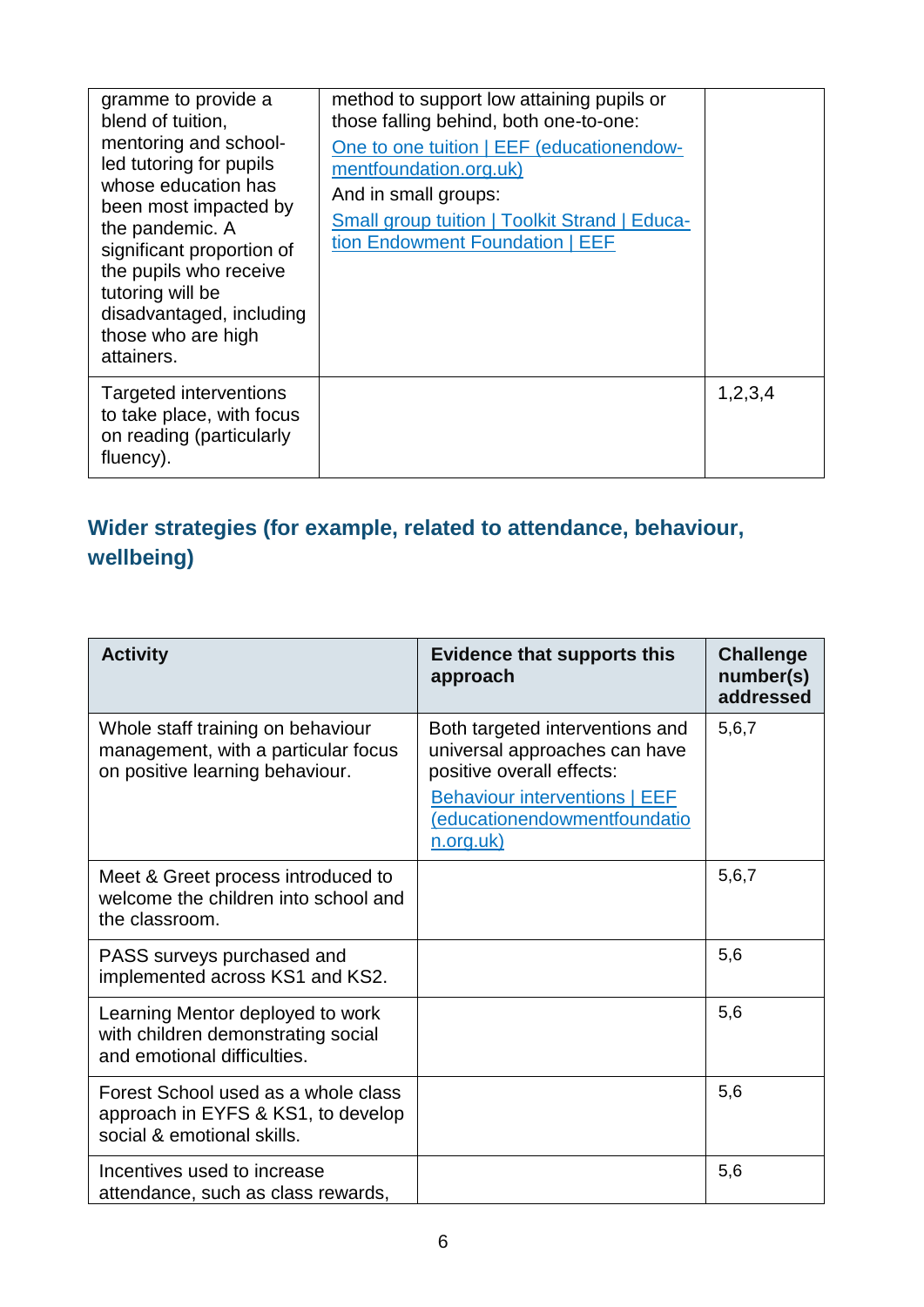| | | |
|---|---|---|
| gramme to provide a blend of tuition, mentoring and school-led tutoring for pupils whose education has been most impacted by the pandemic. A significant proportion of the pupils who receive tutoring will be disadvantaged, including those who are high attainers. | method to support low attaining pupils or those falling behind, both one-to-one: [One to one tuition \| EEF (educationendowmentfoundation.org.uk)](One to one tuition \| EEF (educationendowmentfoundation.org.uk)) And in small groups: [Small group tuition \| Toolkit Strand \| Education Endowment Foundation \| EEF](Small group tuition \| Toolkit Strand \| Education Endowment Foundation \| EEF) | |
| Targeted interventions to take place, with focus on reading (particularly fluency). | | 1,2,3,4 |

## Wider strategies (for example, related to attendance, behaviour, wellbeing)

| Activity | Evidence that supports this approach | Challenge number(s) addressed |
|---|---|---|
| Whole staff training on behaviour management, with a particular focus on positive learning behaviour. | Both targeted interventions and universal approaches can have positive overall effects: Behaviour interventions \| EEF (educationendowmentfoundation.org.uk) | 5,6,7 |
| Meet & Greet process introduced to welcome the children into school and the classroom. | | 5,6,7 |
| PASS surveys purchased and implemented across KS1 and KS2. | | 5,6 |
| Learning Mentor deployed to work with children demonstrating social and emotional difficulties. | | 5,6 |
| Forest School used as a whole class approach in EYFS & KS1, to develop social & emotional skills. | | 5,6 |
| Incentives used to increase attendance, such as class rewards, | | 5,6 |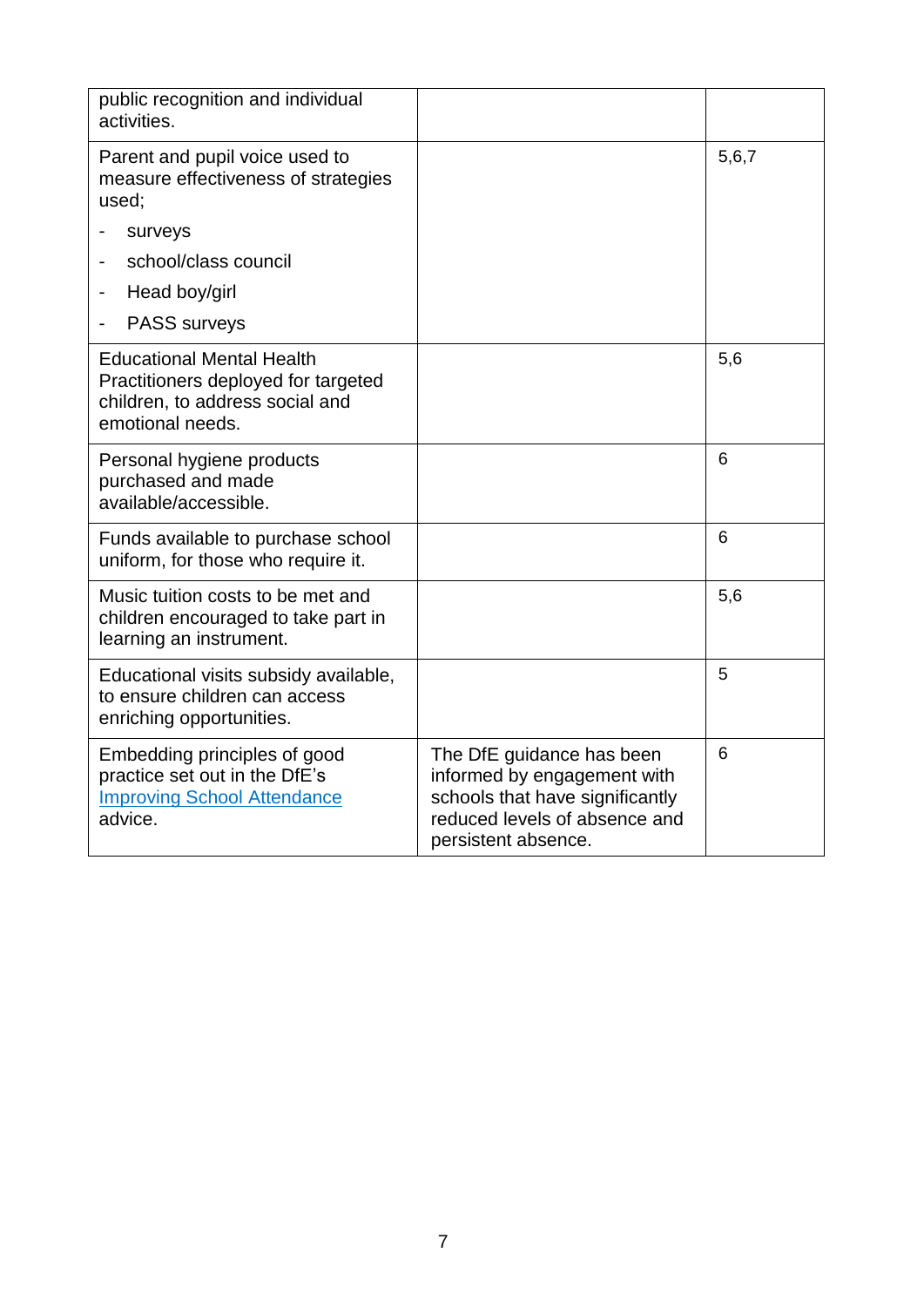| | | |
|---|---|---|
| public recognition and individual activities. | | |
| Parent and pupil voice used to measure effectiveness of strategies used;<br>- surveys<br>- school/class council<br>- Head boy/girl<br>- PASS surveys | | 5,6,7 |
| Educational Mental Health Practitioners deployed for targeted children, to address social and emotional needs. | | 5,6 |
| Personal hygiene products purchased and made available/accessible. | | 6 |
| Funds available to purchase school uniform, for those who require it. | | 6 |
| Music tuition costs to be met and children encouraged to take part in learning an instrument. | | 5,6 |
| Educational visits subsidy available, to ensure children can access enriching opportunities. | | 5 |
| Embedding principles of good practice set out in the DfE's Improving School Attendance advice. | The DfE guidance has been informed by engagement with schools that have significantly reduced levels of absence and persistent absence. | 6 |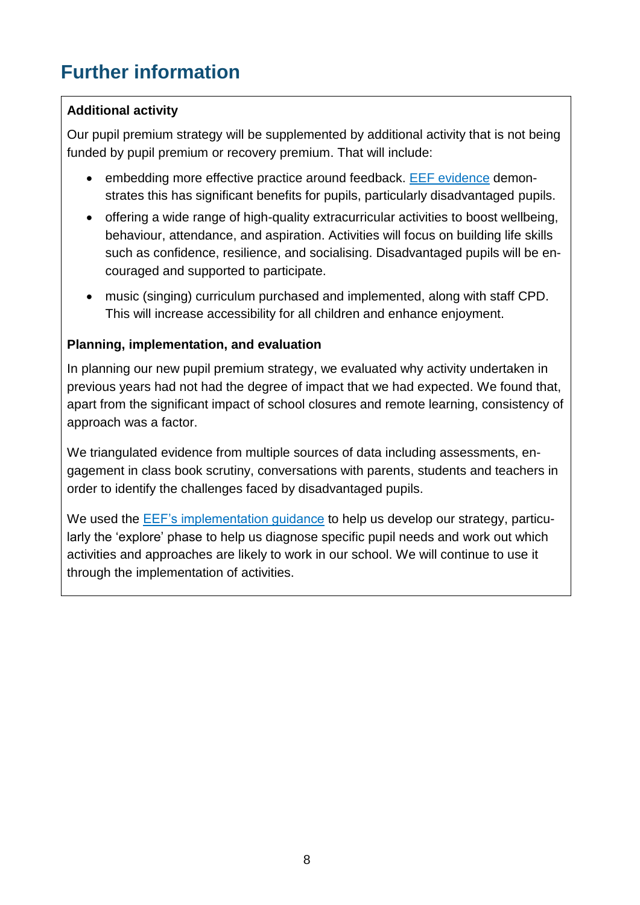# Further information

**Additional activity**

Our pupil premium strategy will be supplemented by additional activity that is not being funded by pupil premium or recovery premium. That will include:

- embedding more effective practice around feedback. EEF evidence demonstrates this has significant benefits for pupils, particularly disadvantaged pupils.
- offering a wide range of high-quality extracurricular activities to boost wellbeing, behaviour, attendance, and aspiration. Activities will focus on building life skills such as confidence, resilience, and socialising. Disadvantaged pupils will be encouraged and supported to participate.
- music (singing) curriculum purchased and implemented, along with staff CPD. This will increase accessibility for all children and enhance enjoyment.

**Planning, implementation, and evaluation**

In planning our new pupil premium strategy, we evaluated why activity undertaken in previous years had not had the degree of impact that we had expected. We found that, apart from the significant impact of school closures and remote learning, consistency of approach was a factor.

We triangulated evidence from multiple sources of data including assessments, engagement in class book scrutiny, conversations with parents, students and teachers in order to identify the challenges faced by disadvantaged pupils.

We used the EEF's implementation guidance to help us develop our strategy, particularly the 'explore' phase to help us diagnose specific pupil needs and work out which activities and approaches are likely to work in our school. We will continue to use it through the implementation of activities.